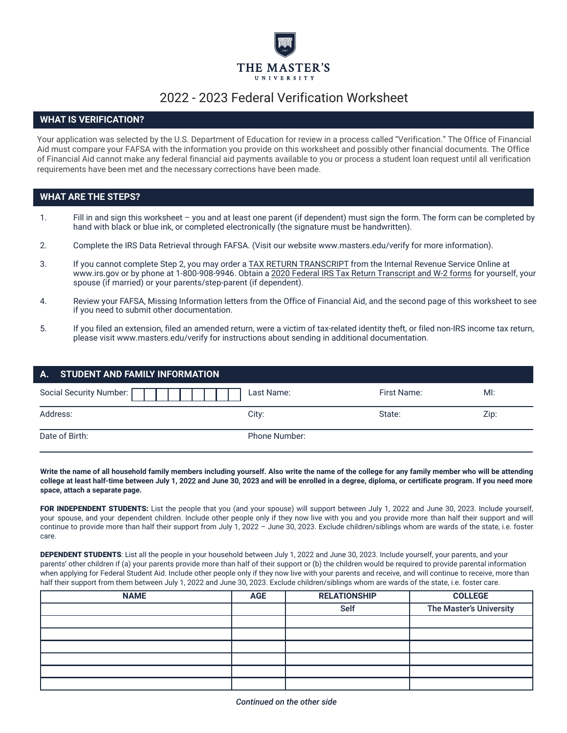THE MASTER'S UNIVERSITY

# 2022 - 2023 Federal Verification Worksheet

## WHAT IS VERIFICATION?

Your application was selected by the U.S. Department of Education for review in a process called "Verification." The Office of Financial Aid must compare your FAFSA with the information you provide on this worksheet and possibly other financial documents. The Office of Financial Aid cannot make any federal financial aid payments available to you or process a student loan request until all verification requirements have been met and the necessary corrections have been made.

## WHAT ARE THE STEPS?

1. Fill in and sign this worksheet – you and at least one parent (if dependent) must sign the form. The form can be completed by hand with black or blue ink, or completed electronically (the signature must be handwritten).
2. Complete the IRS Data Retrieval through FAFSA. (Visit our website www.masters.edu/verify for more information).
3. If you cannot complete Step 2, you may order a TAX RETURN TRANSCRIPT from the Internal Revenue Service Online at www.irs.gov or by phone at 1-800-908-9946. Obtain a 2020 Federal IRS Tax Return Transcript and W-2 forms for yourself, your spouse (if married) or your parents/step-parent (if dependent).
4. Review your FAFSA, Missing Information letters from the Office of Financial Aid, and the second page of this worksheet to see if you need to submit other documentation.
5. If you filed an extension, filed an amended return, were a victim of tax-related identity theft, or filed non-IRS income tax return, please visit www.masters.edu/verify for instructions about sending in additional documentation.

## A. STUDENT AND FAMILY INFORMATION

Social Security Number: | | | | | | | | | | Last Name: First Name: MI:

Address: City: State: Zip:

Date of Birth: Phone Number:

**Write the name of all household family members including yourself. Also write the name of the college for any family member who will be attending college at least half-time between July 1, 2022 and June 30, 2023 and will be enrolled in a degree, diploma, or certificate program. If you need more space, attach a separate page.**

**FOR INDEPENDENT STUDENTS:** List the people that you (and your spouse) will support between July 1, 2022 and June 30, 2023. Include yourself, your spouse, and your dependent children. Include other people only if they now live with you and you provide more than half their support and will continue to provide more than half their support from July 1, 2022 – June 30, 2023. Exclude children/siblings whom are wards of the state, i.e. foster care.

**DEPENDENT STUDENTS**: List all the people in your household between July 1, 2022 and June 30, 2023. Include yourself, your parents, and your parents' other children if (a) your parents provide more than half of their support or (b) the children would be required to provide parental information when applying for Federal Student Aid. Include other people only if they now live with your parents and receive, and will continue to receive, more than half their support from them between July 1, 2022 and June 30, 2023. Exclude children/siblings whom are wards of the state, i.e. foster care.

| NAME | AGE | RELATIONSHIP | COLLEGE |
|---|---|---|---|
| | | Self | The Master's University |
| | | | |
| | | | |
| | | | |
| | | | |
| | | | |
| | | | |

*Continued on the other side*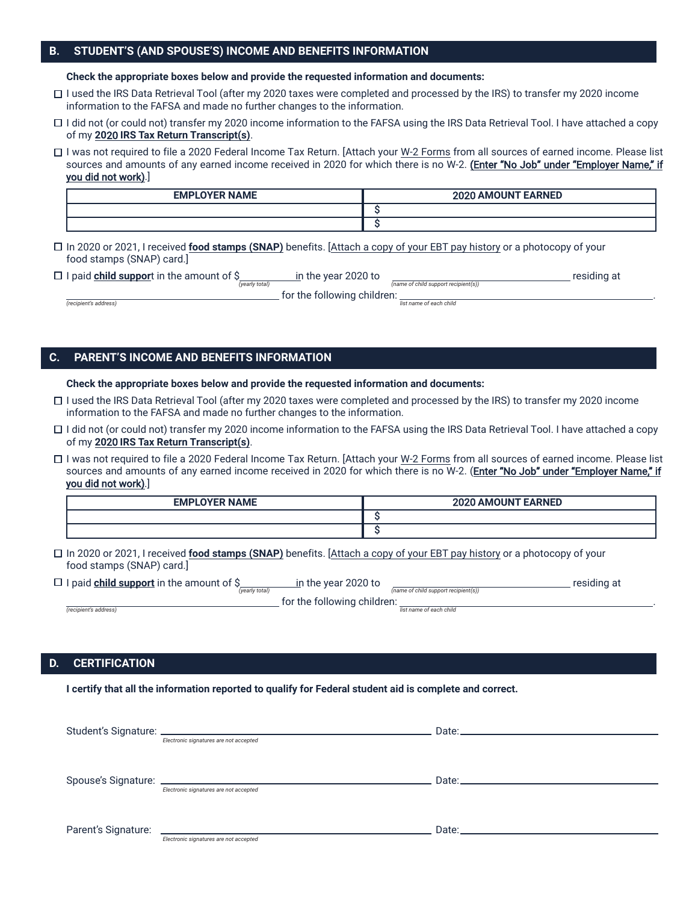## B. STUDENT'S (AND SPOUSE'S) INCOME AND BENEFITS INFORMATION

**Check the appropriate boxes below and provide the requested information and documents:**

☐ I used the IRS Data Retrieval Tool (after my 2020 taxes were completed and processed by the IRS) to transfer my 2020 income information to the FAFSA and made no further changes to the information.

☐ I did not (or could not) transfer my 2020 income information to the FAFSA using the IRS Data Retrieval Tool. I have attached a copy of my **2020 IRS Tax Return Transcript(s)**.

☐ I was not required to file a 2020 Federal Income Tax Return. [Attach your W-2 Forms from all sources of earned income. Please list sources and amounts of any earned income received in 2020 for which there is no W-2. **(Enter "No Job" under "Employer Name," if you did not work)**.]

| EMPLOYER NAME | 2020 AMOUNT EARNED |
|---|---|
| | $ |
| | $ |

☐ In 2020 or 2021, I received **food stamps (SNAP)** benefits. [Attach a copy of your EBT pay history or a photocopy of your food stamps (SNAP) card.]

☐ I paid **child support** in the amount of $\_\_\_\_\_\_\_\_\_\_ *(yearly total)* in the year 2020 to \_\_\_\_\_\_\_\_\_\_\_\_\_\_\_\_\_\_\_\_ *(name of child support recipient(s))* residing at \_\_\_\_\_\_\_\_\_\_\_\_\_\_\_\_\_\_\_\_ *(recipient's address)* for the following children: \_\_\_\_\_\_\_\_\_\_\_\_\_\_\_\_\_\_\_\_ *list name of each child*.

## C. PARENT'S INCOME AND BENEFITS INFORMATION

**Check the appropriate boxes below and provide the requested information and documents:**

☐ I used the IRS Data Retrieval Tool (after my 2020 taxes were completed and processed by the IRS) to transfer my 2020 income information to the FAFSA and made no further changes to the information.

☐ I did not (or could not) transfer my 2020 income information to the FAFSA using the IRS Data Retrieval Tool. I have attached a copy of my **2020 IRS Tax Return Transcript(s)**.

☐ I was not required to file a 2020 Federal Income Tax Return. [Attach your W-2 Forms from all sources of earned income. Please list sources and amounts of any earned income received in 2020 for which there is no W-2. (**Enter "No Job" under "Employer Name," if you did not work)**.]

| EMPLOYER NAME | 2020 AMOUNT EARNED |
|---|---|
| | $ |
| | $ |

☐ In 2020 or 2021, I received **food stamps (SNAP)** benefits. [Attach a copy of your EBT pay history or a photocopy of your food stamps (SNAP) card.]

☐ I paid **child support** in the amount of $\_\_\_\_\_\_\_\_\_\_ *(yearly total)* in the year 2020 to \_\_\_\_\_\_\_\_\_\_\_\_\_\_\_\_\_\_\_\_ *(name of child support recipient(s))* residing at \_\_\_\_\_\_\_\_\_\_\_\_\_\_\_\_\_\_\_\_ *(recipient's address)* for the following children: \_\_\_\_\_\_\_\_\_\_\_\_\_\_\_\_\_\_\_\_ *list name of each child*.

## D. CERTIFICATION

**I certify that all the information reported to qualify for Federal student aid is complete and correct.**

Student's Signature: \_\_\_\_\_\_\_\_\_\_\_\_\_\_\_\_\_\_\_\_\_\_\_\_\_\_\_\_\_\_ Date: \_\_\_\_\_\_\_\_\_\_\_\_\_\_\_\_\_\_\_\_
*Electronic signatures are not accepted*

Spouse's Signature: \_\_\_\_\_\_\_\_\_\_\_\_\_\_\_\_\_\_\_\_\_\_\_\_\_\_\_\_\_\_ Date: \_\_\_\_\_\_\_\_\_\_\_\_\_\_\_\_\_\_\_\_
*Electronic signatures are not accepted*

Parent's Signature: \_\_\_\_\_\_\_\_\_\_\_\_\_\_\_\_\_\_\_\_\_\_\_\_\_\_\_\_\_\_ Date: \_\_\_\_\_\_\_\_\_\_\_\_\_\_\_\_\_\_\_\_
*Electronic signatures are not accepted*